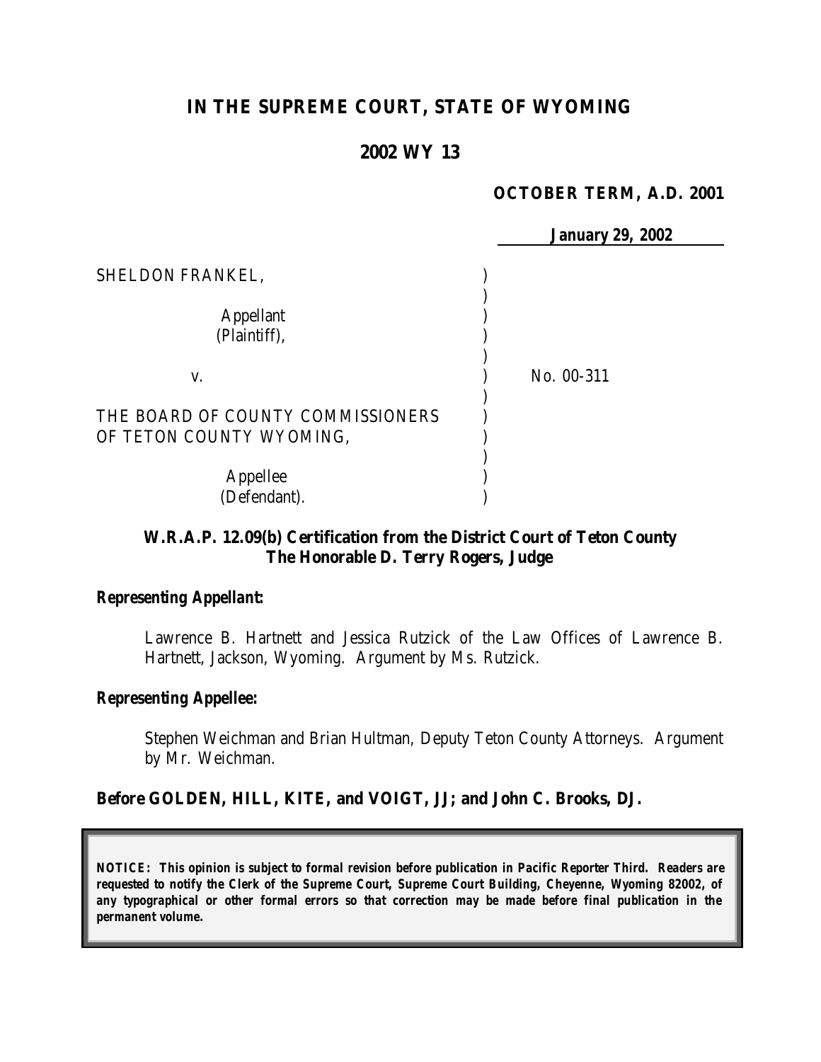# IN THE SUPREME COURT, STATE OF WYOMING

## 2002 WY 13

**OCTOBER TERM, A.D. 2001**

**January 29, 2002**

SHELDON FRANKEL,

Appellant
(Plaintiff),

v. No. 00-311

THE BOARD OF COUNTY COMMISSIONERS OF TETON COUNTY WYOMING,

Appellee
(Defendant).

**W.R.A.P. 12.09(b) Certification from the District Court of Teton County**
**The Honorable D. Terry Rogers, Judge**

***Representing Appellant:***

Lawrence B. Hartnett and Jessica Rutzick of the Law Offices of Lawrence B. Hartnett, Jackson, Wyoming. Argument by Ms. Rutzick.

***Representing Appellee:***

Stephen Weichman and Brian Hultman, Deputy Teton County Attorneys. Argument by Mr. Weichman.

**Before GOLDEN, HILL, KITE, and VOIGT, JJ; and John C. Brooks, DJ.**

***NOTICE: This opinion is subject to formal revision before publication in Pacific Reporter Third. Readers are requested to notify the Clerk of the Supreme Court, Supreme Court Building, Cheyenne, Wyoming 82002, of any typographical or other formal errors so that correction may be made before final publication in the permanent volume.***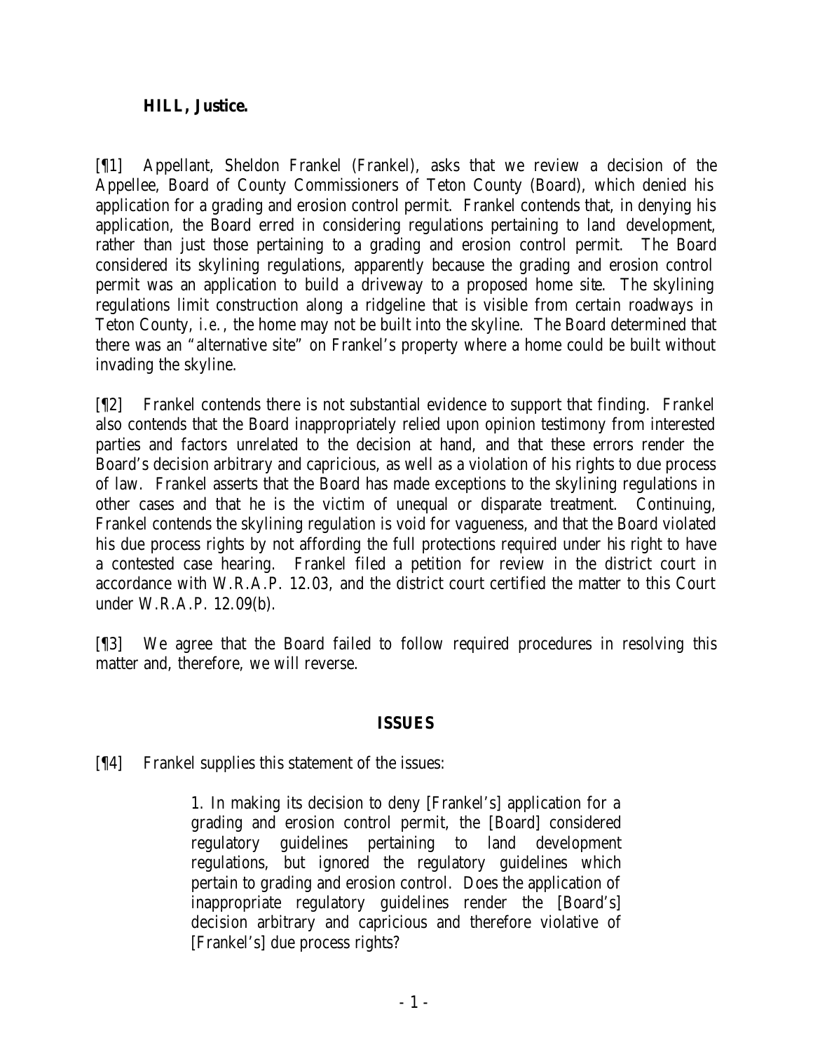**HILL, Justice.**

[¶1] Appellant, Sheldon Frankel (Frankel), asks that we review a decision of the Appellee, Board of County Commissioners of Teton County (Board), which denied his application for a grading and erosion control permit. Frankel contends that, in denying his application, the Board erred in considering regulations pertaining to land development, rather than just those pertaining to a grading and erosion control permit. The Board considered its skylining regulations, apparently because the grading and erosion control permit was an application to build a driveway to a proposed home site. The skylining regulations limit construction along a ridgeline that is visible from certain roadways in Teton County, *i.e.*, the home may not be built into the skyline. The Board determined that there was an "alternative site" on Frankel's property where a home could be built without invading the skyline.

[¶2] Frankel contends there is not substantial evidence to support that finding. Frankel also contends that the Board inappropriately relied upon opinion testimony from interested parties and factors unrelated to the decision at hand, and that these errors render the Board's decision arbitrary and capricious, as well as a violation of his rights to due process of law. Frankel asserts that the Board has made exceptions to the skylining regulations in other cases and that he is the victim of unequal or disparate treatment. Continuing, Frankel contends the skylining regulation is void for vagueness, and that the Board violated his due process rights by not affording the full protections required under his right to have a contested case hearing. Frankel filed a petition for review in the district court in accordance with W.R.A.P. 12.03, and the district court certified the matter to this Court under W.R.A.P. 12.09(b).

[¶3] We agree that the Board failed to follow required procedures in resolving this matter and, therefore, we will reverse.

## ISSUES

[¶4] Frankel supplies this statement of the issues:

> 1. In making its decision to deny [Frankel's] application for a grading and erosion control permit, the [Board] considered regulatory guidelines pertaining to land development regulations, but ignored the regulatory guidelines which pertain to grading and erosion control. Does the application of inappropriate regulatory guidelines render the [Board's] decision arbitrary and capricious and therefore violative of [Frankel's] due process rights?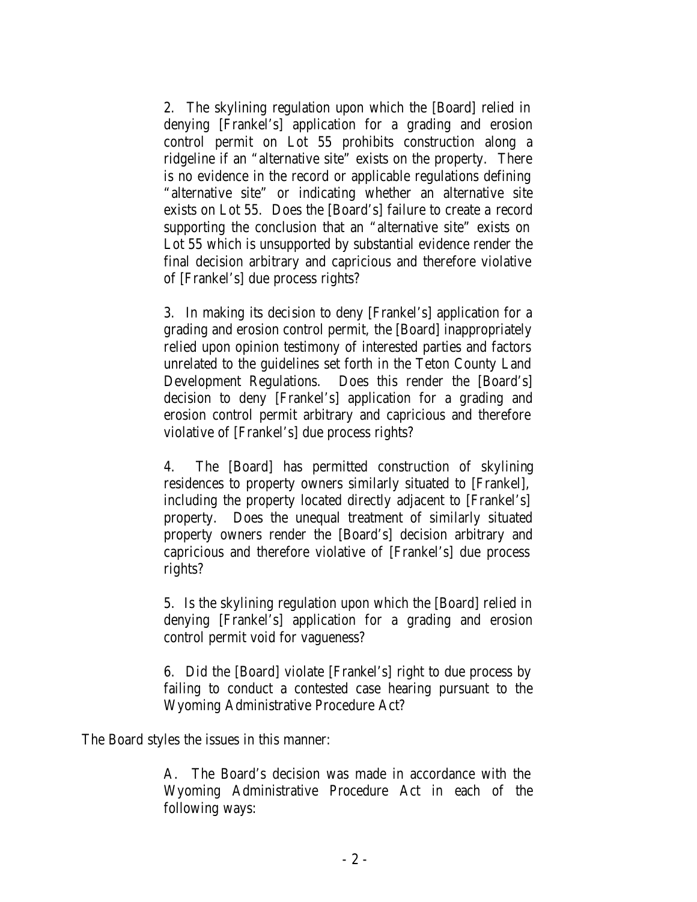> 2. The skylining regulation upon which the [Board] relied in denying [Frankel's] application for a grading and erosion control permit on Lot 55 prohibits construction along a ridgeline if an "alternative site" exists on the property. There is no evidence in the record or applicable regulations defining "alternative site" or indicating whether an alternative site exists on Lot 55. Does the [Board's] failure to create a record supporting the conclusion that an "alternative site" exists on Lot 55 which is unsupported by substantial evidence render the final decision arbitrary and capricious and therefore violative of [Frankel's] due process rights?
>
> 3. In making its decision to deny [Frankel's] application for a grading and erosion control permit, the [Board] inappropriately relied upon opinion testimony of interested parties and factors unrelated to the guidelines set forth in the Teton County Land Development Regulations. Does this render the [Board's] decision to deny [Frankel's] application for a grading and erosion control permit arbitrary and capricious and therefore violative of [Frankel's] due process rights?
>
> 4. The [Board] has permitted construction of skylining residences to property owners similarly situated to [Frankel], including the property located directly adjacent to [Frankel's] property. Does the unequal treatment of similarly situated property owners render the [Board's] decision arbitrary and capricious and therefore violative of [Frankel's] due process rights?
>
> 5. Is the skylining regulation upon which the [Board] relied in denying [Frankel's] application for a grading and erosion control permit void for vagueness?
>
> 6. Did the [Board] violate [Frankel's] right to due process by failing to conduct a contested case hearing pursuant to the Wyoming Administrative Procedure Act?

The Board styles the issues in this manner:

> A. The Board's decision was made in accordance with the Wyoming Administrative Procedure Act in each of the following ways: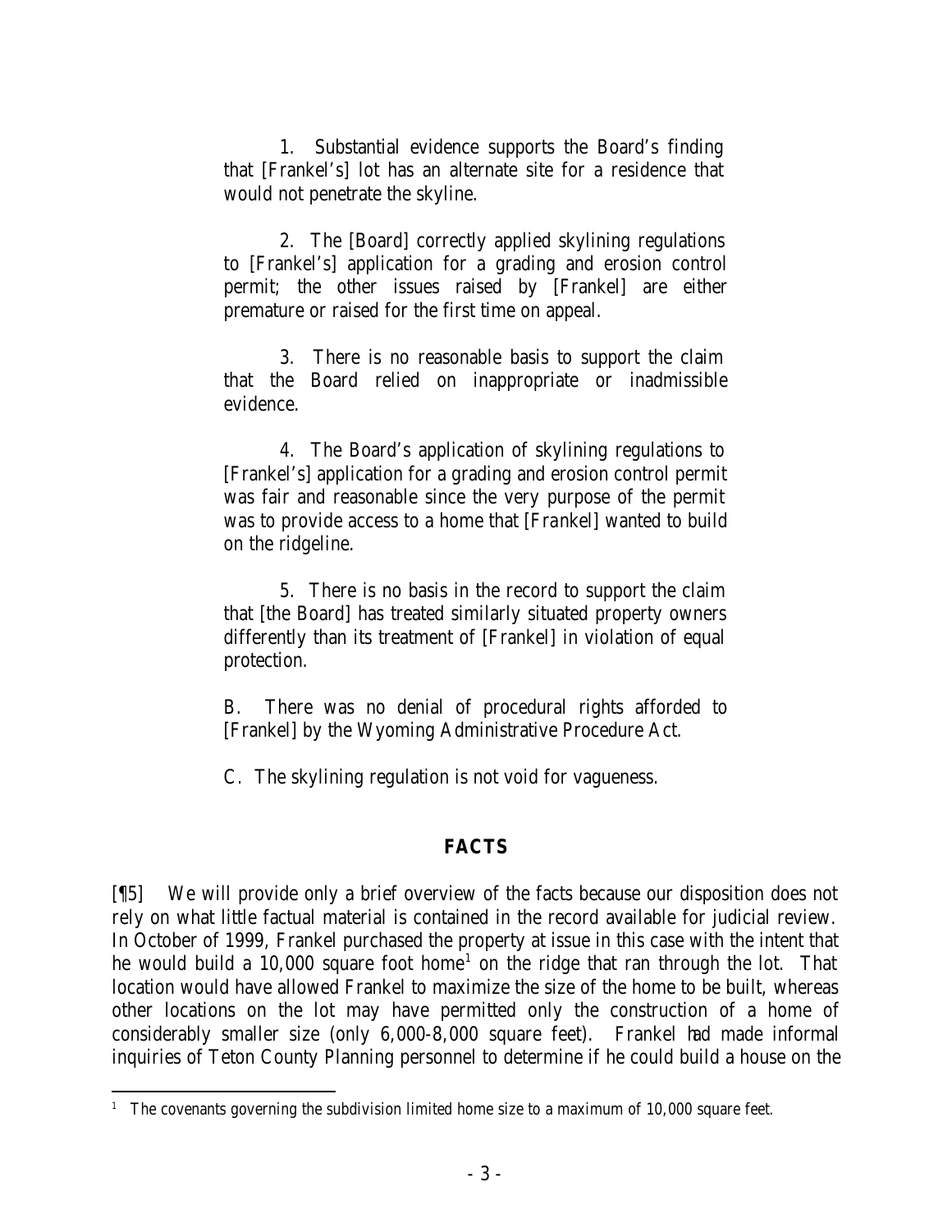1. Substantial evidence supports the Board's finding that [Frankel's] lot has an alternate site for a residence that would not penetrate the skyline.

2. The [Board] correctly applied skylining regulations to [Frankel's] application for a grading and erosion control permit; the other issues raised by [Frankel] are either premature or raised for the first time on appeal.

3. There is no reasonable basis to support the claim that the Board relied on inappropriate or inadmissible evidence.

4. The Board's application of skylining regulations to [Frankel's] application for a grading and erosion control permit was fair and reasonable since the very purpose of the permit was to provide access to a home that [Frankel] wanted to build on the ridgeline.

5. There is no basis in the record to support the claim that [the Board] has treated similarly situated property owners differently than its treatment of [Frankel] in violation of equal protection.

B. There was no denial of procedural rights afforded to [Frankel] by the Wyoming Administrative Procedure Act.

C. The skylining regulation is not void for vagueness.

## FACTS

[¶5] We will provide only a brief overview of the facts because our disposition does not rely on what little factual material is contained in the record available for judicial review. In October of 1999, Frankel purchased the property at issue in this case with the intent that he would build a 10,000 square foot home[1] on the ridge that ran through the lot. That location would have allowed Frankel to maximize the size of the home to be built, whereas other locations on the lot may have permitted only the construction of a home of considerably smaller size (only 6,000-8,000 square feet). Frankel had made informal inquiries of Teton County Planning personnel to determine if he could build a house on the

[1] The covenants governing the subdivision limited home size to a maximum of 10,000 square feet.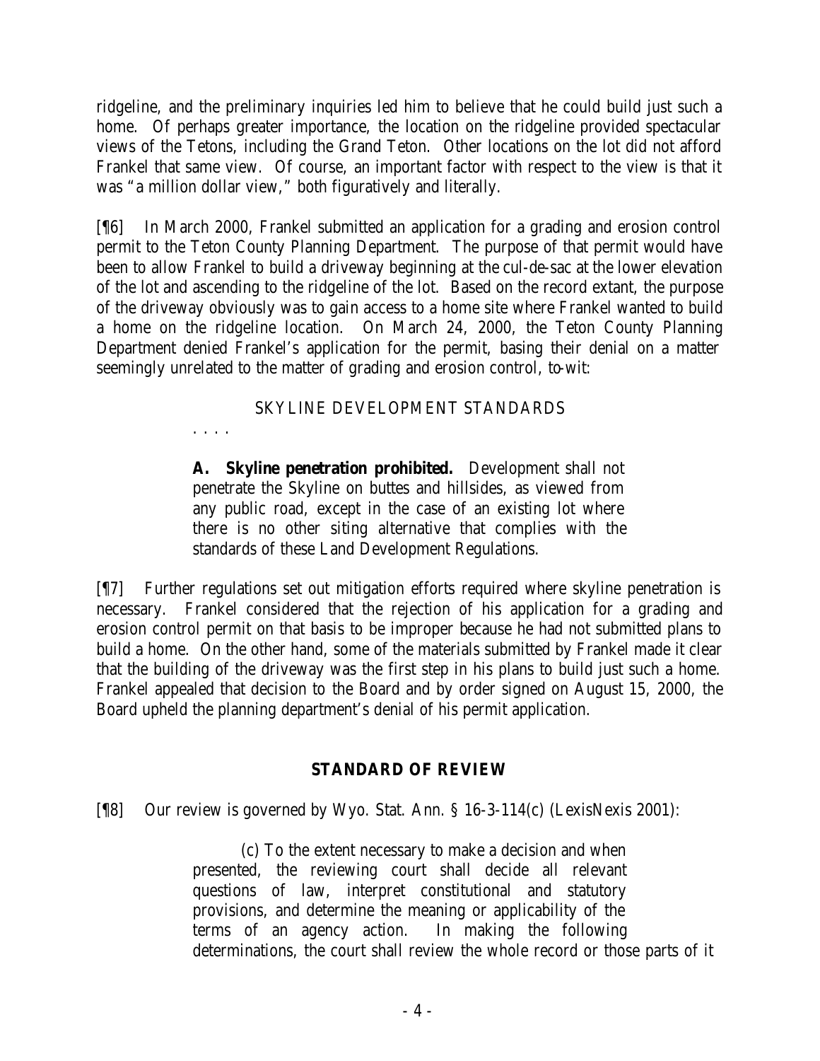ridgeline, and the preliminary inquiries led him to believe that he could build just such a home. Of perhaps greater importance, the location on the ridgeline provided spectacular views of the Tetons, including the Grand Teton. Other locations on the lot did not afford Frankel that same view. Of course, an important factor with respect to the view is that it was "a million dollar view," both figuratively and literally.

[¶6] In March 2000, Frankel submitted an application for a grading and erosion control permit to the Teton County Planning Department. The purpose of that permit would have been to allow Frankel to build a driveway beginning at the cul-de-sac at the lower elevation of the lot and ascending to the ridgeline of the lot. Based on the record extant, the purpose of the driveway obviously was to gain access to a home site where Frankel wanted to build a home on the ridgeline location. On March 24, 2000, the Teton County Planning Department denied Frankel's application for the permit, basing their denial on a matter seemingly unrelated to the matter of grading and erosion control, to-wit:

> SKYLINE DEVELOPMENT STANDARDS
>
> . . . .
>
> **A. Skyline penetration prohibited.** Development shall not penetrate the Skyline on buttes and hillsides, as viewed from any public road, except in the case of an existing lot where there is no other siting alternative that complies with the standards of these Land Development Regulations.

[¶7] Further regulations set out mitigation efforts required where skyline penetration is necessary. Frankel considered that the rejection of his application for a grading and erosion control permit on that basis to be improper because he had not submitted plans to build a home. On the other hand, some of the materials submitted by Frankel made it clear that the building of the driveway was the first step in his plans to build just such a home. Frankel appealed that decision to the Board and by order signed on August 15, 2000, the Board upheld the planning department's denial of his permit application.

## STANDARD OF REVIEW

[¶8] Our review is governed by Wyo. Stat. Ann. § 16-3-114(c) (LexisNexis 2001):

> (c) To the extent necessary to make a decision and when presented, the reviewing court shall decide all relevant questions of law, interpret constitutional and statutory provisions, and determine the meaning or applicability of the terms of an agency action. In making the following determinations, the court shall review the whole record or those parts of it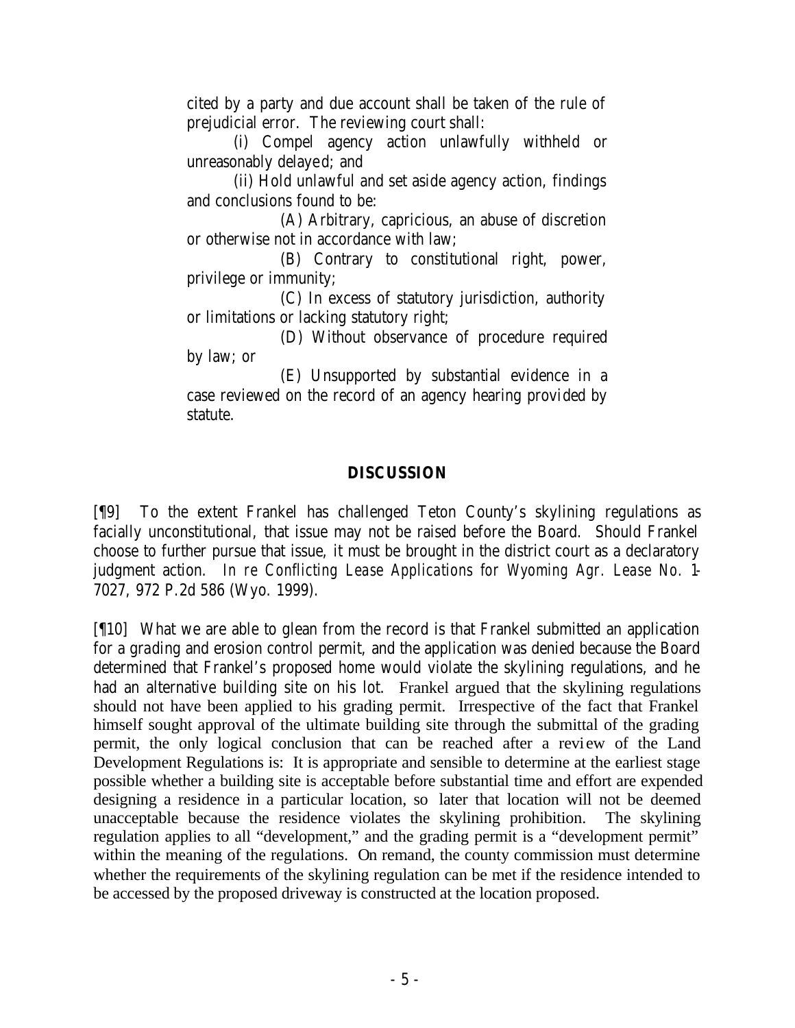cited by a party and due account shall be taken of the rule of prejudicial error. The reviewing court shall:

(i) Compel agency action unlawfully withheld or unreasonably delayed; and

(ii) Hold unlawful and set aside agency action, findings and conclusions found to be:

(A) Arbitrary, capricious, an abuse of discretion or otherwise not in accordance with law;

(B) Contrary to constitutional right, power, privilege or immunity;

(C) In excess of statutory jurisdiction, authority or limitations or lacking statutory right;

(D) Without observance of procedure required by law; or

(E) Unsupported by substantial evidence in a case reviewed on the record of an agency hearing provided by statute.

## DISCUSSION

[¶9] To the extent Frankel has challenged Teton County's skylining regulations as facially unconstitutional, that issue may not be raised before the Board. Should Frankel choose to further pursue that issue, it must be brought in the district court as a declaratory judgment action. *In re Conflicting Lease Applications for Wyoming Agr. Lease No. 1-7027*, 972 P.2d 586 (Wyo. 1999).

[¶10] What we are able to glean from the record is that Frankel submitted an application for a grading and erosion control permit, and the application was denied because the Board determined that Frankel's proposed home would violate the skylining regulations, and he had an alternative building site on his lot. Frankel argued that the skylining regulations should not have been applied to his grading permit. Irrespective of the fact that Frankel himself sought approval of the ultimate building site through the submittal of the grading permit, the only logical conclusion that can be reached after a review of the Land Development Regulations is: It is appropriate and sensible to determine at the earliest stage possible whether a building site is acceptable before substantial time and effort are expended designing a residence in a particular location, so later that location will not be deemed unacceptable because the residence violates the skylining prohibition. The skylining regulation applies to all "development," and the grading permit is a "development permit" within the meaning of the regulations. On remand, the county commission must determine whether the requirements of the skylining regulation can be met if the residence intended to be accessed by the proposed driveway is constructed at the location proposed.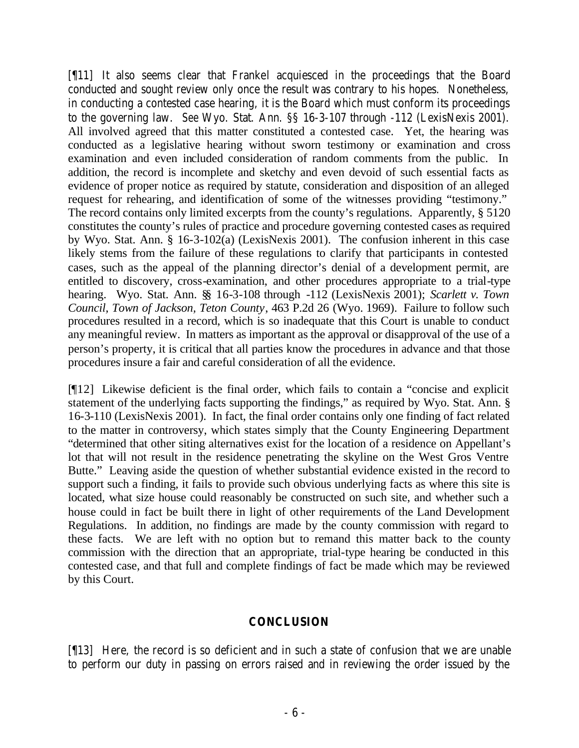[¶11] It also seems clear that Frankel acquiesced in the proceedings that the Board conducted and sought review only once the result was contrary to his hopes. Nonetheless, in conducting a contested case hearing, it is the Board which must conform its proceedings to the governing law. *See* Wyo. Stat. Ann. §§ 16-3-107 through -112 (LexisNexis 2001). All involved agreed that this matter constituted a contested case. Yet, the hearing was conducted as a legislative hearing without sworn testimony or examination and cross examination and even included consideration of random comments from the public. In addition, the record is incomplete and sketchy and even devoid of such essential facts as evidence of proper notice as required by statute, consideration and disposition of an alleged request for rehearing, and identification of some of the witnesses providing "testimony." The record contains only limited excerpts from the county's regulations. Apparently, § 5120 constitutes the county's rules of practice and procedure governing contested cases as required by Wyo. Stat. Ann. § 16-3-102(a) (LexisNexis 2001). The confusion inherent in this case likely stems from the failure of these regulations to clarify that participants in contested cases, such as the appeal of the planning director's denial of a development permit, are entitled to discovery, cross-examination, and other procedures appropriate to a trial-type hearing. Wyo. Stat. Ann. §§ 16-3-108 through -112 (LexisNexis 2001); *Scarlett v. Town Council, Town of Jackson, Teton County*, 463 P.2d 26 (Wyo. 1969). Failure to follow such procedures resulted in a record, which is so inadequate that this Court is unable to conduct any meaningful review. In matters as important as the approval or disapproval of the use of a person's property, it is critical that all parties know the procedures in advance and that those procedures insure a fair and careful consideration of all the evidence.

[¶12] Likewise deficient is the final order, which fails to contain a "concise and explicit statement of the underlying facts supporting the findings," as required by Wyo. Stat. Ann. § 16-3-110 (LexisNexis 2001). In fact, the final order contains only one finding of fact related to the matter in controversy, which states simply that the County Engineering Department "determined that other siting alternatives exist for the location of a residence on Appellant's lot that will not result in the residence penetrating the skyline on the West Gros Ventre Butte." Leaving aside the question of whether substantial evidence existed in the record to support such a finding, it fails to provide such obvious underlying facts as where this site is located, what size house could reasonably be constructed on such site, and whether such a house could in fact be built there in light of other requirements of the Land Development Regulations. In addition, no findings are made by the county commission with regard to these facts. We are left with no option but to remand this matter back to the county commission with the direction that an appropriate, trial-type hearing be conducted in this contested case, and that full and complete findings of fact be made which may be reviewed by this Court.

## CONCLUSION

[¶13] Here, the record is so deficient and in such a state of confusion that we are unable to perform our duty in passing on errors raised and in reviewing the order issued by the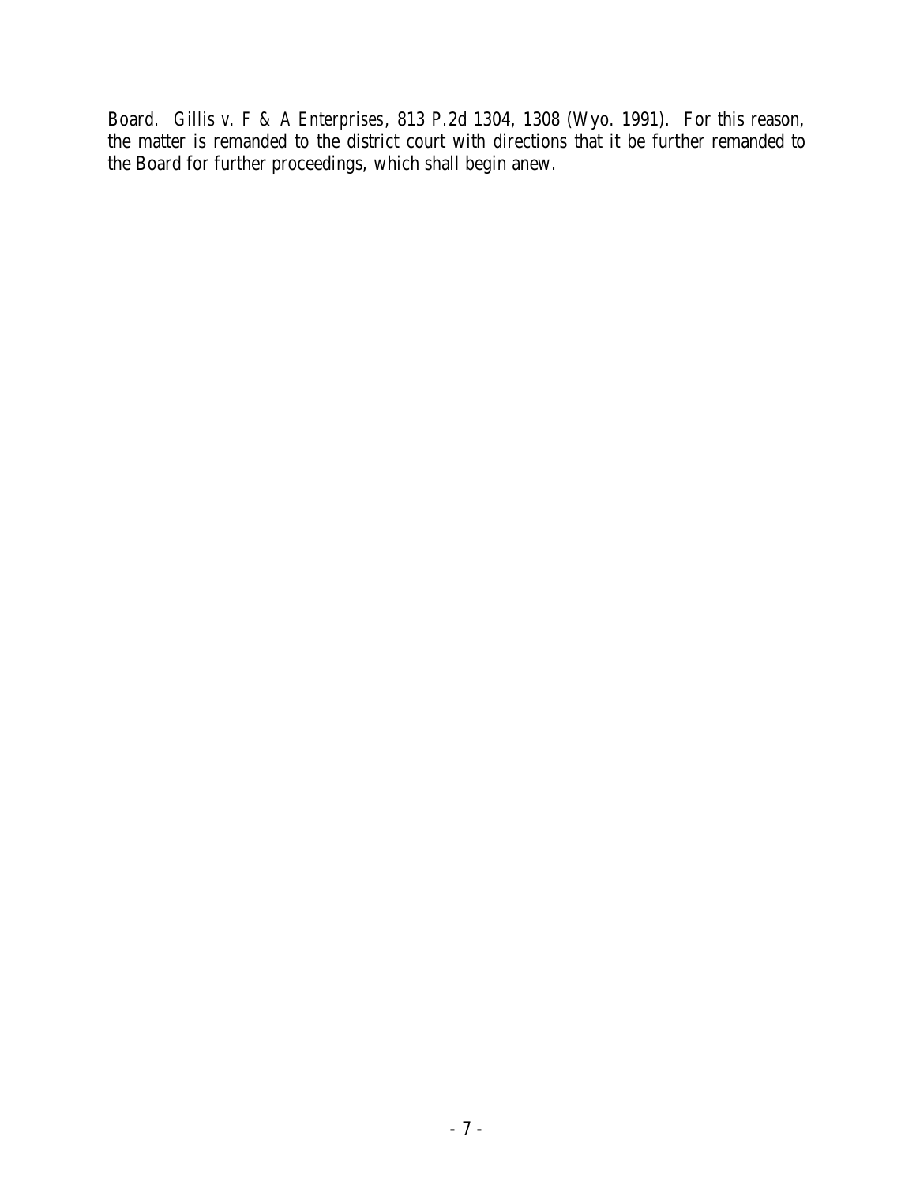Board. *Gillis v. F & A Enterprises*, 813 P.2d 1304, 1308 (Wyo. 1991). For this reason, the matter is remanded to the district court with directions that it be further remanded to the Board for further proceedings, which shall begin anew.